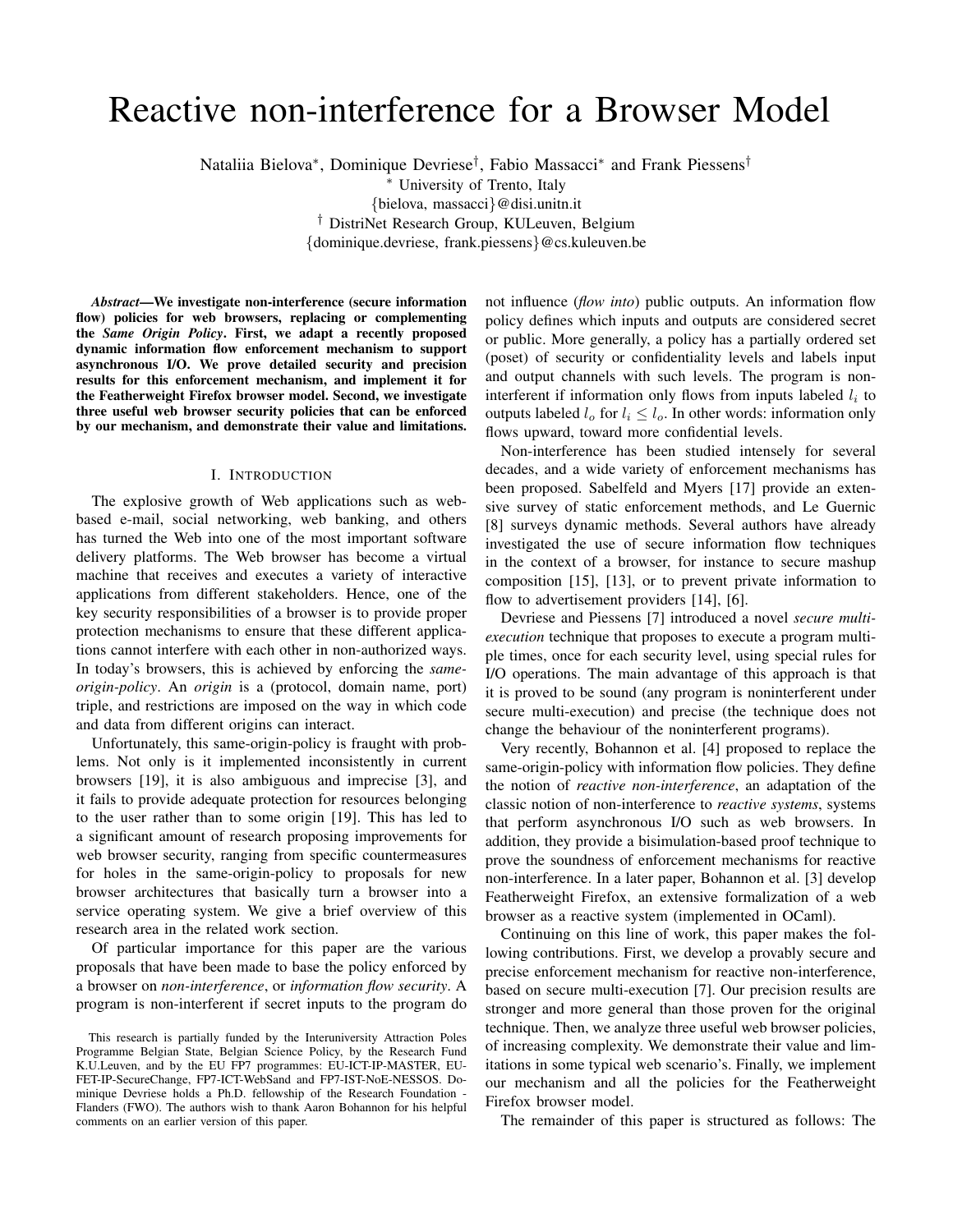# Reactive non-interference for a Browser Model

Nataliia Bielova[*], Dominique Devriese[†], Fabio Massacci[*] and Frank Piessens[†]

[*] University of Trento, Italy

{bielova, massacci}@disi.unitn.it

[†] DistriNet Research Group, KULeuven, Belgium

{dominique.devriese, frank.piessens}@cs.kuleuven.be

***Abstract*—We investigate non-interference (secure information flow) policies for web browsers, replacing or complementing the *Same Origin Policy*. First, we adapt a recently proposed dynamic information flow enforcement mechanism to support asynchronous I/O. We prove detailed security and precision results for this enforcement mechanism, and implement it for the Featherweight Firefox browser model. Second, we investigate three useful web browser security policies that can be enforced by our mechanism, and demonstrate their value and limitations.**

## I. Introduction

The explosive growth of Web applications such as web-based e-mail, social networking, web banking, and others has turned the Web into one of the most important software delivery platforms. The Web browser has become a virtual machine that receives and executes a variety of interactive applications from different stakeholders. Hence, one of the key security responsibilities of a browser is to provide proper protection mechanisms to ensure that these different applications cannot interfere with each other in non-authorized ways. In today's browsers, this is achieved by enforcing the *same-origin-policy*. An *origin* is a (protocol, domain name, port) triple, and restrictions are imposed on the way in which code and data from different origins can interact.

Unfortunately, this same-origin-policy is fraught with problems. Not only is it implemented inconsistently in current browsers [19], it is also ambiguous and imprecise [3], and it fails to provide adequate protection for resources belonging to the user rather than to some origin [19]. This has led to a significant amount of research proposing improvements for web browser security, ranging from specific countermeasures for holes in the same-origin-policy to proposals for new browser architectures that basically turn a browser into a service operating system. We give a brief overview of this research area in the related work section.

Of particular importance for this paper are the various proposals that have been made to base the policy enforced by a browser on *non-interference*, or *information flow security*. A program is non-interferent if secret inputs to the program do not influence (*flow into*) public outputs. An information flow policy defines which inputs and outputs are considered secret or public. More generally, a policy has a partially ordered set (poset) of security or confidentiality levels and labels input and output channels with such levels. The program is non-interferent if information only flows from inputs labeled $l_i$ to outputs labeled $l_o$ for $l_i \leq l_o$. In other words: information only flows upward, toward more confidential levels.

Non-interference has been studied intensely for several decades, and a wide variety of enforcement mechanisms has been proposed. Sabelfeld and Myers [17] provide an extensive survey of static enforcement methods, and Le Guernic [8] surveys dynamic methods. Several authors have already investigated the use of secure information flow techniques in the context of a browser, for instance to secure mashup composition [15], [13], or to prevent private information to flow to advertisement providers [14], [6].

Devriese and Piessens [7] introduced a novel *secure multi-execution* technique that proposes to execute a program multiple times, once for each security level, using special rules for I/O operations. The main advantage of this approach is that it is proved to be sound (any program is noninterferent under secure multi-execution) and precise (the technique does not change the behaviour of the noninterferent programs).

Very recently, Bohannon et al. [4] proposed to replace the same-origin-policy with information flow policies. They define the notion of *reactive non-interference*, an adaptation of the classic notion of non-interference to *reactive systems*, systems that perform asynchronous I/O such as web browsers. In addition, they provide a bisimulation-based proof technique to prove the soundness of enforcement mechanisms for reactive non-interference. In a later paper, Bohannon et al. [3] develop Featherweight Firefox, an extensive formalization of a web browser as a reactive system (implemented in OCaml).

Continuing on this line of work, this paper makes the following contributions. First, we develop a provably secure and precise enforcement mechanism for reactive non-interference, based on secure multi-execution [7]. Our precision results are stronger and more general than those proven for the original technique. Then, we analyze three useful web browser policies, of increasing complexity. We demonstrate their value and limitations in some typical web scenario's. Finally, we implement our mechanism and all the policies for the Featherweight Firefox browser model.

The remainder of this paper is structured as follows: The

This research is partially funded by the Interuniversity Attraction Poles Programme Belgian State, Belgian Science Policy, by the Research Fund K.U.Leuven, and by the EU FP7 programmes: EU-ICT-IP-MASTER, EU-FET-IP-SecureChange, FP7-ICT-WebSand and FP7-IST-NoE-NESSOS. Dominique Devriese holds a Ph.D. fellowship of the Research Foundation - Flanders (FWO). The authors wish to thank Aaron Bohannon for his helpful comments on an earlier version of this paper.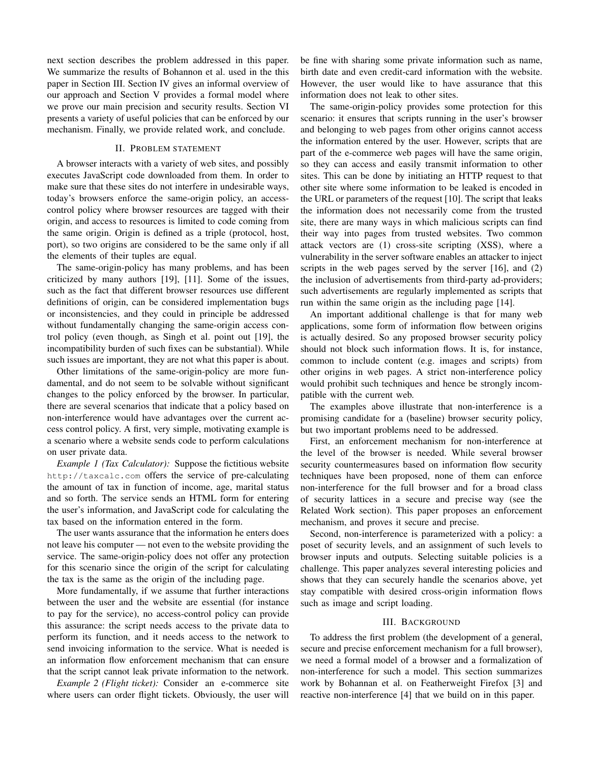next section describes the problem addressed in this paper. We summarize the results of Bohannon et al. used in the this paper in Section III. Section IV gives an informal overview of our approach and Section V provides a formal model where we prove our main precision and security results. Section VI presents a variety of useful policies that can be enforced by our mechanism. Finally, we provide related work, and conclude.

## II. Problem statement

A browser interacts with a variety of web sites, and possibly executes JavaScript code downloaded from them. In order to make sure that these sites do not interfere in undesirable ways, today's browsers enforce the same-origin policy, an access-control policy where browser resources are tagged with their origin, and access to resources is limited to code coming from the same origin. Origin is defined as a triple (protocol, host, port), so two origins are considered to be the same only if all the elements of their tuples are equal.

The same-origin-policy has many problems, and has been criticized by many authors [19], [11]. Some of the issues, such as the fact that different browser resources use different definitions of origin, can be considered implementation bugs or inconsistencies, and they could in principle be addressed without fundamentally changing the same-origin access control policy (even though, as Singh et al. point out [19], the incompatibility burden of such fixes can be substantial). While such issues are important, they are not what this paper is about.

Other limitations of the same-origin-policy are more fundamental, and do not seem to be solvable without significant changes to the policy enforced by the browser. In particular, there are several scenarios that indicate that a policy based on non-interference would have advantages over the current access control policy. A first, very simple, motivating example is a scenario where a website sends code to perform calculations on user private data.

*Example 1 (Tax Calculator):* Suppose the fictitious website `http://taxcalc.com` offers the service of pre-calculating the amount of tax in function of income, age, marital status and so forth. The service sends an HTML form for entering the user's information, and JavaScript code for calculating the tax based on the information entered in the form.

The user wants assurance that the information he enters does not leave his computer — not even to the website providing the service. The same-origin-policy does not offer any protection for this scenario since the origin of the script for calculating the tax is the same as the origin of the including page.

More fundamentally, if we assume that further interactions between the user and the website are essential (for instance to pay for the service), no access-control policy can provide this assurance: the script needs access to the private data to perform its function, and it needs access to the network to send invoicing information to the service. What is needed is an information flow enforcement mechanism that can ensure that the script cannot leak private information to the network.

*Example 2 (Flight ticket):* Consider an e-commerce site where users can order flight tickets. Obviously, the user will be fine with sharing some private information such as name, birth date and even credit-card information with the website. However, the user would like to have assurance that this information does not leak to other sites.

The same-origin-policy provides some protection for this scenario: it ensures that scripts running in the user's browser and belonging to web pages from other origins cannot access the information entered by the user. However, scripts that are part of the e-commerce web pages will have the same origin, so they can access and easily transmit information to other sites. This can be done by initiating an HTTP request to that other site where some information to be leaked is encoded in the URL or parameters of the request [10]. The script that leaks the information does not necessarily come from the trusted site, there are many ways in which malicious scripts can find their way into pages from trusted websites. Two common attack vectors are (1) cross-site scripting (XSS), where a vulnerability in the server software enables an attacker to inject scripts in the web pages served by the server [16], and (2) the inclusion of advertisements from third-party ad-providers; such advertisements are regularly implemented as scripts that run within the same origin as the including page [14].

An important additional challenge is that for many web applications, some form of information flow between origins is actually desired. So any proposed browser security policy should not block such information flows. It is, for instance, common to include content (e.g. images and scripts) from other origins in web pages. A strict non-interference policy would prohibit such techniques and hence be strongly incompatible with the current web.

The examples above illustrate that non-interference is a promising candidate for a (baseline) browser security policy, but two important problems need to be addressed.

First, an enforcement mechanism for non-interference at the level of the browser is needed. While several browser security countermeasures based on information flow security techniques have been proposed, none of them can enforce non-interference for the full browser and for a broad class of security lattices in a secure and precise way (see the Related Work section). This paper proposes an enforcement mechanism, and proves it secure and precise.

Second, non-interference is parameterized with a policy: a poset of security levels, and an assignment of such levels to browser inputs and outputs. Selecting suitable policies is a challenge. This paper analyzes several interesting policies and shows that they can securely handle the scenarios above, yet stay compatible with desired cross-origin information flows such as image and script loading.

## III. Background

To address the first problem (the development of a general, secure and precise enforcement mechanism for a full browser), we need a formal model of a browser and a formalization of non-interference for such a model. This section summarizes work by Bohannan et al. on Featherweight Firefox [3] and reactive non-interference [4] that we build on in this paper.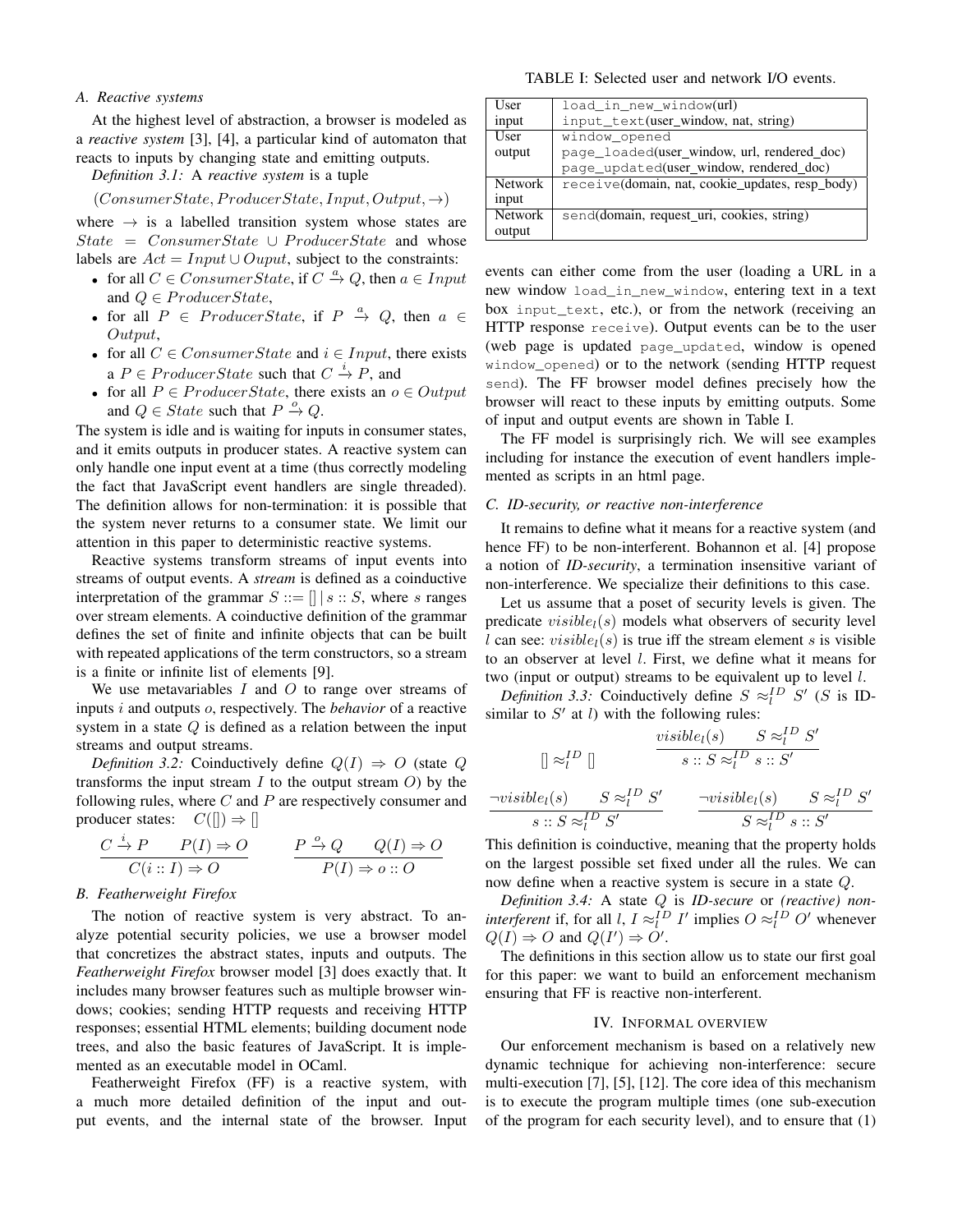### A. Reactive systems

At the highest level of abstraction, a browser is modeled as a *reactive system* [3], [4], a particular kind of automaton that reacts to inputs by changing state and emitting outputs.

*Definition 3.1:* A *reactive system* is a tuple

$$(ConsumerState, ProducerState, Input, Output, \rightarrow)$$

where $\rightarrow$ is a labelled transition system whose states are $State = ConsumerState \cup ProducerState$ and whose labels are $Act = Input \cup Ouput$, subject to the constraints:

- for all $C \in ConsumerState$, if $C \xrightarrow{a} Q$, then $a \in Input$ and $Q \in ProducerState$,
- for all $P \in ProducerState$, if $P \xrightarrow{a} Q$, then $a \in Output$,
- for all $C \in ConsumerState$ and $i \in Input$, there exists a $P \in ProducerState$ such that $C \xrightarrow{i} P$, and
- for all $P \in ProducerState$, there exists an $o \in Output$ and $Q \in State$ such that $P \xrightarrow{o} Q$.

The system is idle and is waiting for inputs in consumer states, and it emits outputs in producer states. A reactive system can only handle one input event at a time (thus correctly modeling the fact that JavaScript event handlers are single threaded). The definition allows for non-termination: it is possible that the system never returns to a consumer state. We limit our attention in this paper to deterministic reactive systems.

Reactive systems transform streams of input events into streams of output events. A *stream* is defined as a coinductive interpretation of the grammar $S ::= [] \mid s :: S$, where $s$ ranges over stream elements. A coinductive definition of the grammar defines the set of finite and infinite objects that can be built with repeated applications of the term constructors, so a stream is a finite or infinite list of elements [9].

We use metavariables $I$ and $O$ to range over streams of inputs $i$ and outputs $o$, respectively. The *behavior* of a reactive system in a state $Q$ is defined as a relation between the input streams and output streams.

*Definition 3.2:* Coinductively define $Q(I) \Rightarrow O$ (state $Q$ transforms the input stream $I$ to the output stream $O$) by the following rules, where $C$ and $P$ are respectively consumer and producer states: $\quad C([]) \Rightarrow []$

$$\frac{C \xrightarrow{i} P \qquad P(I) \Rightarrow O}{C(i :: I) \Rightarrow O} \qquad \frac{P \xrightarrow{o} Q \qquad Q(I) \Rightarrow O}{P(I) \Rightarrow o :: O}$$

### B. Featherweight Firefox

The notion of reactive system is very abstract. To analyze potential security policies, we use a browser model that concretizes the abstract states, inputs and outputs. The *Featherweight Firefox* browser model [3] does exactly that. It includes many browser features such as multiple browser windows; cookies; sending HTTP requests and receiving HTTP responses; essential HTML elements; building document node trees, and also the basic features of JavaScript. It is implemented as an executable model in OCaml.

Featherweight Firefox (FF) is a reactive system, with a much more detailed definition of the input and output events, and the internal state of the browser. Input events can either come from the user (loading a URL in a new window `load_in_new_window`, entering text in a text box `input_text`, etc.), or from the network (receiving an HTTP response `receive`). Output events can be to the user (web page is updated `page_updated`, window is opened `window_opened`) or to the network (sending HTTP request `send`). The FF browser model defines precisely how the browser will react to these inputs by emitting outputs. Some of input and output events are shown in Table I.

TABLE I: Selected user and network I/O events.

| | |
|---|---|
| User input | `load_in_new_window`(url)<br>`input_text`(user_window, nat, string) |
| User output | `window_opened`<br>`page_loaded`(user_window, url, rendered_doc)<br>`page_updated`(user_window, rendered_doc) |
| Network input | `receive`(domain, nat, cookie_updates, resp_body) |
| Network output | `send`(domain, request_uri, cookies, string) |

The FF model is surprisingly rich. We will see examples including for instance the execution of event handlers implemented as scripts in an html page.

### C. ID-security, or reactive non-interference

It remains to define what it means for a reactive system (and hence FF) to be non-interferent. Bohannon et al. [4] propose a notion of *ID-security*, a termination insensitive variant of non-interference. We specialize their definitions to this case.

Let us assume that a poset of security levels is given. The predicate $visible_l(s)$ models what observers of security level $l$ can see: $visible_l(s)$ is true iff the stream element $s$ is visible to an observer at level $l$. First, we define what it means for two (input or output) streams to be equivalent up to level $l$.

*Definition 3.3:* Coinductively define $S \approx_l^{ID} S'$ ($S$ is ID-similar to $S'$ at $l$) with the following rules:

$$[] \approx_l^{ID} [] \qquad \frac{visible_l(s) \qquad S \approx_l^{ID} S'}{s :: S \approx_l^{ID} s :: S'}$$

$$\frac{\neg visible_l(s) \qquad S \approx_l^{ID} S'}{s :: S \approx_l^{ID} S'} \qquad \frac{\neg visible_l(s) \qquad S \approx_l^{ID} S'}{S \approx_l^{ID} s :: S'}$$

This definition is coinductive, meaning that the property holds on the largest possible set fixed under all the rules. We can now define when a reactive system is secure in a state $Q$.

*Definition 3.4:* A state $Q$ is *ID-secure* or *(reactive) non-interferent* if, for all $l$, $I \approx_l^{ID} I'$ implies $O \approx_l^{ID} O'$ whenever $Q(I) \Rightarrow O$ and $Q(I') \Rightarrow O'$.

The definitions in this section allow us to state our first goal for this paper: we want to build an enforcement mechanism ensuring that FF is reactive non-interferent.

## IV. Informal overview

Our enforcement mechanism is based on a relatively new dynamic technique for achieving non-interference: secure multi-execution [7], [5], [12]. The core idea of this mechanism is to execute the program multiple times (one sub-execution of the program for each security level), and to ensure that (1)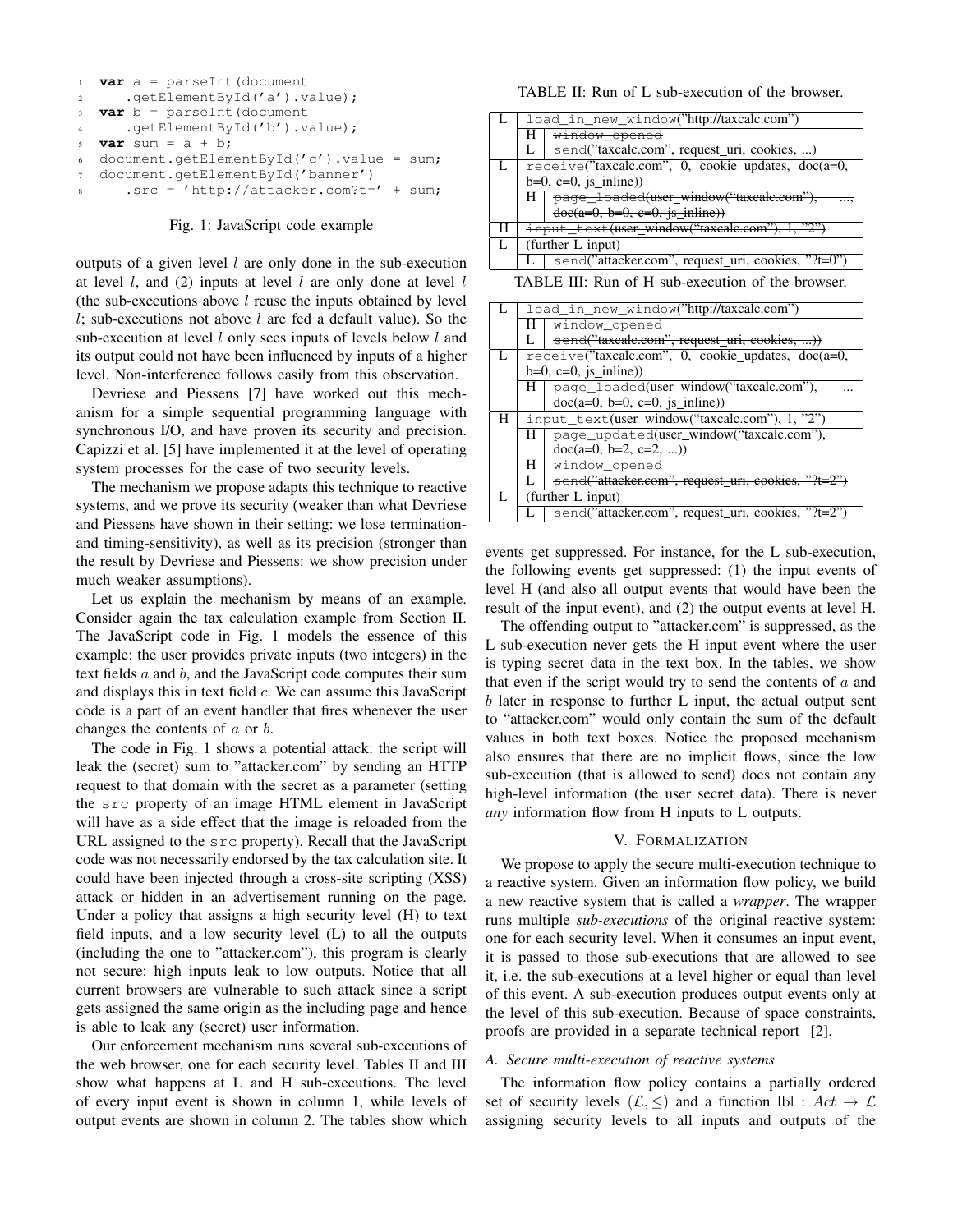```
var a = parseInt(document
    .getElementById('a').value);
var b = parseInt(document
    .getElementById('b').value);
var sum = a + b;
document.getElementById('c').value = sum;
document.getElementById('banner')
    .src = 'http://attacker.com?t=' + sum;
```

Fig. 1: JavaScript code example

outputs of a given level $l$ are only done in the sub-execution at level $l$, and (2) inputs at level $l$ are only done at level $l$ (the sub-executions above $l$ reuse the inputs obtained by level $l$; sub-executions not above $l$ are fed a default value). So the sub-execution at level $l$ only sees inputs of levels below $l$ and its output could not have been influenced by inputs of a higher level. Non-interference follows easily from this observation.

Devriese and Piessens [7] have worked out this mechanism for a simple sequential programming language with synchronous I/O, and have proven its security and precision. Capizzi et al. [5] have implemented it at the level of operating system processes for the case of two security levels.

The mechanism we propose adapts this technique to reactive systems, and we prove its security (weaker than what Devriese and Piessens have shown in their setting: we lose termination- and timing-sensitivity), as well as its precision (stronger than the result by Devriese and Piessens: we show precision under much weaker assumptions).

Let us explain the mechanism by means of an example. Consider again the tax calculation example from Section II. The JavaScript code in Fig. 1 models the essence of this example: the user provides private inputs (two integers) in the text fields $a$ and $b$, and the JavaScript code computes their sum and displays this in text field $c$. We can assume this JavaScript code is a part of an event handler that fires whenever the user changes the contents of $a$ or $b$.

The code in Fig. 1 shows a potential attack: the script will leak the (secret) sum to "attacker.com" by sending an HTTP request to that domain with the secret as a parameter (setting the `src` property of an image HTML element in JavaScript will have as a side effect that the image is reloaded from the URL assigned to the `src` property). Recall that the JavaScript code was not necessarily endorsed by the tax calculation site. It could have been injected through a cross-site scripting (XSS) attack or hidden in an advertisement running on the page. Under a policy that assigns a high security level (H) to text field inputs, and a low security level (L) to all the outputs (including the one to "attacker.com"), this program is clearly not secure: high inputs leak to low outputs. Notice that all current browsers are vulnerable to such attack since a script gets assigned the same origin as the including page and hence is able to leak any (secret) user information.

Our enforcement mechanism runs several sub-executions of the web browser, one for each security level. Tables II and III show what happens at L and H sub-executions. The level of every input event is shown in column 1, while levels of output events are shown in column 2. The tables show which events get suppressed. For instance, for the L sub-execution, the following events get suppressed: (1) the input events of level H (and also all output events that would have been the result of the input event), and (2) the output events at level H.

TABLE II: Run of L sub-execution of the browser.

| | | |
|---|---|---|
| L | | `load_in_new_window`("http://taxcalc.com") |
| | H | ~~`window_opened`~~ |
| | L | `send`("taxcalc.com", request_uri, cookies, ...) |
| L | | `receive`("taxcalc.com", 0, cookie_updates, doc(a=0, b=0, c=0, js_inline)) |
| | H | ~~`page_loaded`(user_window("taxcalc.com"), ..., doc(a=0, b=0, c=0, js_inline))~~ |
| H | | ~~`input_text`(user_window("taxcalc.com"), 1, "2")~~ |
| L | | (further L input) |
| | L | `send`("attacker.com", request_uri, cookies, "?t=0") |

TABLE III: Run of H sub-execution of the browser.

| | | |
|---|---|---|
| L | | `load_in_new_window`("http://taxcalc.com") |
| | H | `window_opened` |
| | L | ~~`send`("taxcalc.com", request_uri, cookies, ...))~~ |
| L | | `receive`("taxcalc.com", 0, cookie_updates, doc(a=0, b=0, c=0, js_inline)) |
| | H | `page_loaded`(user_window("taxcalc.com"), ... doc(a=0, b=0, c=0, js_inline)) |
| H | | `input_text`(user_window("taxcalc.com"), 1, "2") |
| | H | `page_updated`(user_window("taxcalc.com"), doc(a=0, b=2, c=2, ...)) |
| | H | `window_opened` |
| | L | ~~`send`("attacker.com", request_uri, cookies, "?t=2")~~ |
| L | | (further L input) |
| | L | ~~`send`("attacker.com", request_uri, cookies, "?t=2")~~ |

The offending output to "attacker.com" is suppressed, as the L sub-execution never gets the H input event where the user is typing secret data in the text box. In the tables, we show that even if the script would try to send the contents of $a$ and $b$ later in response to further L input, the actual output sent to "attacker.com" would only contain the sum of the default values in both text boxes. Notice the proposed mechanism also ensures that there are no implicit flows, since the low sub-execution (that is allowed to send) does not contain any high-level information (the user secret data). There is never *any* information flow from H inputs to L outputs.

## V. Formalization

We propose to apply the secure multi-execution technique to a reactive system. Given an information flow policy, we build a new reactive system that is called a *wrapper*. The wrapper runs multiple *sub-executions* of the original reactive system: one for each security level. When it consumes an input event, it is passed to those sub-executions that are allowed to see it, i.e. the sub-executions at a level higher or equal than level of this event. A sub-execution produces output events only at the level of this sub-execution. Because of space constraints, proofs are provided in a separate technical report [2].

### A. Secure multi-execution of reactive systems

The information flow policy contains a partially ordered set of security levels $(\mathcal{L}, \leq)$ and a function $\mathrm{lbl} : Act \to \mathcal{L}$ assigning security levels to all inputs and outputs of the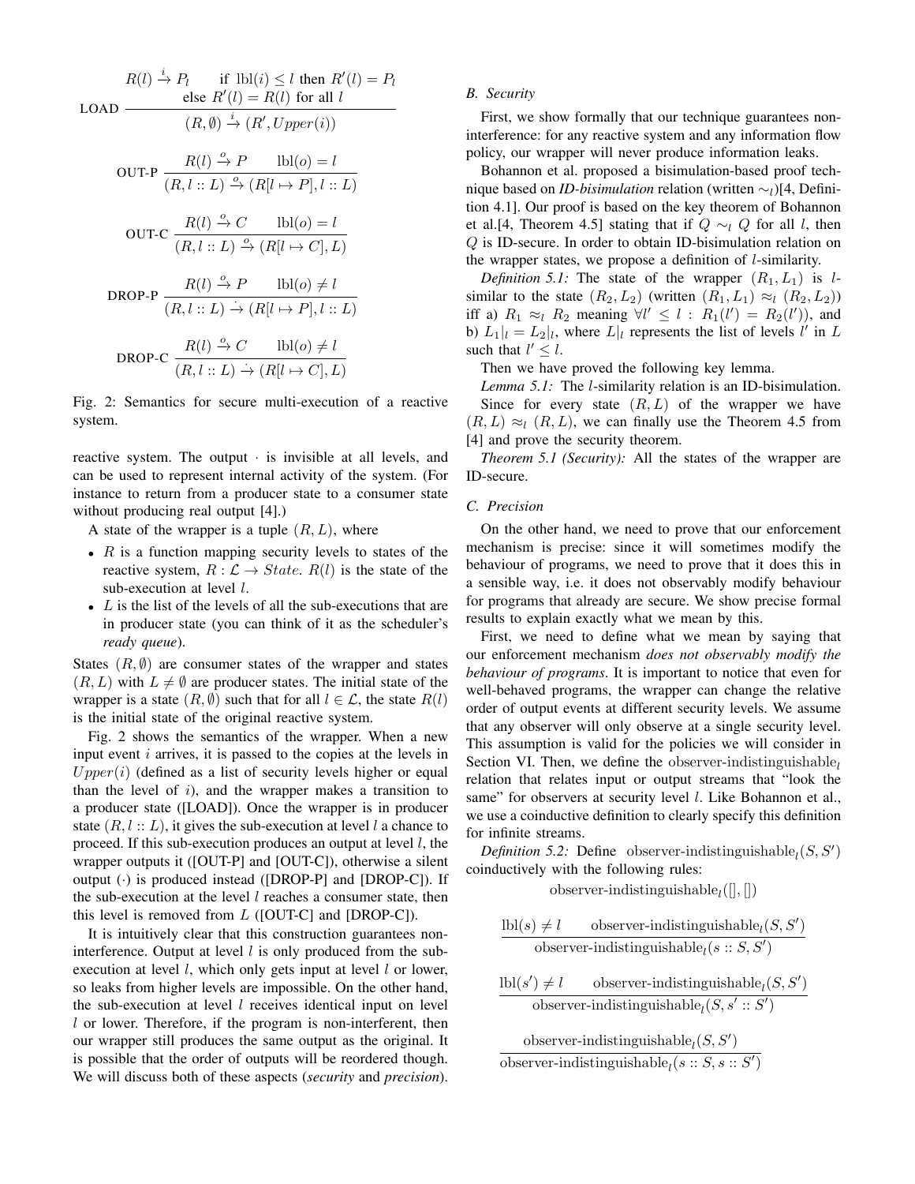$$\text{LOAD}\ \frac{R(l) \xrightarrow{i} P_l \qquad \text{if } \text{lbl}(i) \leq l \text{ then } R'(l) = P_l \quad \text{else } R'(l) = R(l) \text{ for all } l}{(R, \emptyset) \xrightarrow{i} (R', Upper(i))}$$

$$\text{OUT-P}\ \frac{R(l) \xrightarrow{o} P \qquad \text{lbl}(o) = l}{(R, l :: L) \xrightarrow{o} (R[l \mapsto P], l :: L)}$$

$$\text{OUT-C}\ \frac{R(l) \xrightarrow{o} C \qquad \text{lbl}(o) = l}{(R, l :: L) \xrightarrow{o} (R[l \mapsto C], L)}$$

$$\text{DROP-P}\ \frac{R(l) \xrightarrow{o} P \qquad \text{lbl}(o) \neq l}{(R, l :: L) \xrightarrow{\cdot} (R[l \mapsto P], l :: L)}$$

$$\text{DROP-C}\ \frac{R(l) \xrightarrow{o} C \qquad \text{lbl}(o) \neq l}{(R, l :: L) \xrightarrow{\cdot} (R[l \mapsto C], L)}$$

Fig. 2: Semantics for secure multi-execution of a reactive system.

reactive system. The output $\cdot$ is invisible at all levels, and can be used to represent internal activity of the system. (For instance to return from a producer state to a consumer state without producing real output [4].)

A state of the wrapper is a tuple $(R, L)$, where

- $R$ is a function mapping security levels to states of the reactive system, $R : \mathcal{L} \rightarrow State$. $R(l)$ is the state of the sub-execution at level $l$.
- $L$ is the list of the levels of all the sub-executions that are in producer state (you can think of it as the scheduler's *ready queue*).

States $(R, \emptyset)$ are consumer states of the wrapper and states $(R, L)$ with $L \neq \emptyset$ are producer states. The initial state of the wrapper is a state $(R, \emptyset)$ such that for all $l \in \mathcal{L}$, the state $R(l)$ is the initial state of the original reactive system.

Fig. 2 shows the semantics of the wrapper. When a new input event $i$ arrives, it is passed to the copies at the levels in $Upper(i)$ (defined as a list of security levels higher or equal than the level of $i$), and the wrapper makes a transition to a producer state ([LOAD]). Once the wrapper is in producer state $(R, l :: L)$, it gives the sub-execution at level $l$ a chance to proceed. If this sub-execution produces an output at level $l$, the wrapper outputs it ([OUT-P] and [OUT-C]), otherwise a silent output $(\cdot)$ is produced instead ([DROP-P] and [DROP-C]). If the sub-execution at the level $l$ reaches a consumer state, then this level is removed from $L$ ([OUT-C] and [DROP-C]).

It is intuitively clear that this construction guarantees non-interference. Output at level $l$ is only produced from the sub-execution at level $l$, which only gets input at level $l$ or lower, so leaks from higher levels are impossible. On the other hand, the sub-execution at level $l$ receives identical input on level $l$ or lower. Therefore, if the program is non-interferent, then our wrapper still produces the same output as the original. It is possible that the order of outputs will be reordered though. We will discuss both of these aspects (*security* and *precision*).

### B. Security

First, we show formally that our technique guarantees non-interference: for any reactive system and any information flow policy, our wrapper will never produce information leaks.

Bohannon et al. proposed a bisimulation-based proof technique based on ***ID-bisimulation*** relation (written $\sim_l$)[4, Definition 4.1]. Our proof is based on the key theorem of Bohannon et al.[4, Theorem 4.5] stating that if $Q \sim_l Q$ for all $l$, then $Q$ is ID-secure. In order to obtain ID-bisimulation relation on the wrapper states, we propose a definition of $l$-similarity.

*Definition 5.1:* The state of the wrapper $(R_1, L_1)$ is $l$-similar to the state $(R_2, L_2)$ (written $(R_1, L_1) \approx_l (R_2, L_2)$) iff a) $R_1 \approx_l R_2$ meaning $\forall l' \leq l : R_1(l') = R_2(l')$), and b) $L_1|_l = L_2|_l$, where $L|_l$ represents the list of levels $l'$ in $L$ such that $l' \leq l$.

Then we have proved the following key lemma.

*Lemma 5.1:* The $l$-similarity relation is an ID-bisimulation.

Since for every state $(R, L)$ of the wrapper we have $(R, L) \approx_l (R, L)$, we can finally use the Theorem 4.5 from [4] and prove the security theorem.

*Theorem 5.1 (Security):* All the states of the wrapper are ID-secure.

### C. Precision

On the other hand, we need to prove that our enforcement mechanism is precise: since it will sometimes modify the behaviour of programs, we need to prove that it does this in a sensible way, i.e. it does not observably modify behaviour for programs that already are secure. We show precise formal results to explain exactly what we mean by this.

First, we need to define what we mean by saying that our enforcement mechanism *does not observably modify the behaviour of programs*. It is important to notice that even for well-behaved programs, the wrapper can change the relative order of output events at different security levels. We assume that any observer will only observe at a single security level. This assumption is valid for the policies we will consider in Section VI. Then, we define the $\text{observer-indistinguishable}_l$ relation that relates input or output streams that "look the same" for observers at security level $l$. Like Bohannon et al., we use a coinductive definition to clearly specify this definition for infinite streams.

*Definition 5.2:* Define $\text{observer-indistinguishable}_l(S, S')$ coinductively with the following rules:

$$\text{observer-indistinguishable}_l([], [])$$

$$\frac{\text{lbl}(s) \neq l \qquad \text{observer-indistinguishable}_l(S, S')}{\text{observer-indistinguishable}_l(s :: S, S')}$$

$$\frac{\text{lbl}(s') \neq l \qquad \text{observer-indistinguishable}_l(S, S')}{\text{observer-indistinguishable}_l(S, s' :: S')}$$

$$\frac{\text{observer-indistinguishable}_l(S, S')}{\text{observer-indistinguishable}_l(s :: S, s :: S')}$$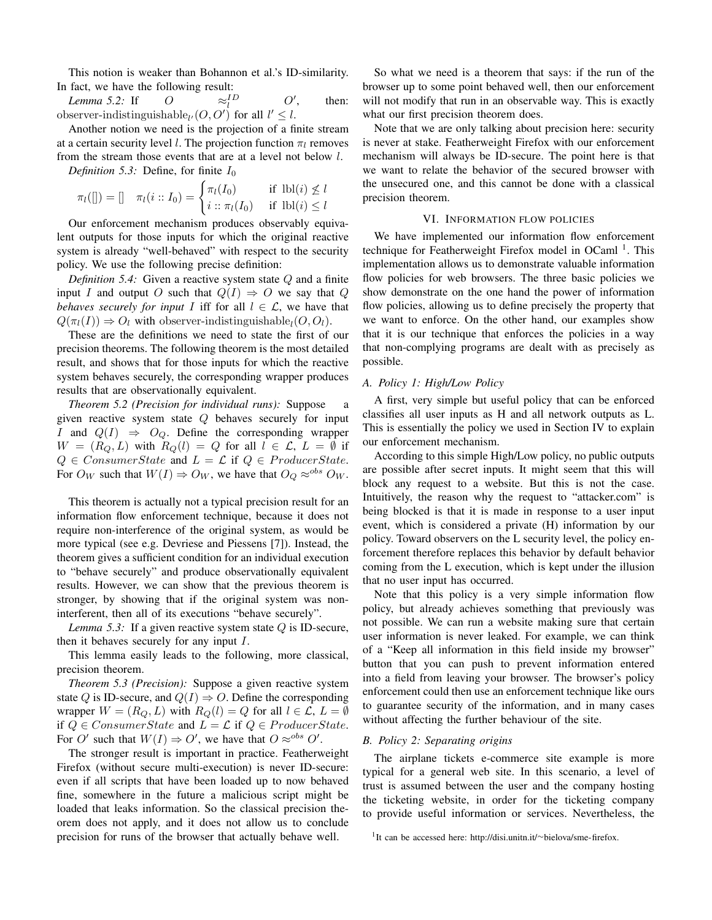This notion is weaker than Bohannon et al.'s ID-similarity. In fact, we have the following result:

*Lemma 5.2:* If $O \approx_l^{ID} O'$, then: $\text{observer-indistinguishable}_{l'}(O, O')$ for all $l' \leq l$.

Another notion we need is the projection of a finite stream at a certain security level $l$. The projection function $\pi_l$ removes from the stream those events that are at a level not below $l$.

*Definition 5.3:* Define, for finite $I_0$

$$\pi_l([]) = [] \quad \pi_l(i :: I_0) = \begin{cases} \pi_l(I_0) & \text{if } \text{lbl}(i) \not\leq l \\ i :: \pi_l(I_0) & \text{if } \text{lbl}(i) \leq l \end{cases}$$

Our enforcement mechanism produces observably equivalent outputs for those inputs for which the original reactive system is already "well-behaved" with respect to the security policy. We use the following precise definition:

*Definition 5.4:* Given a reactive system state $Q$ and a finite input $I$ and output $O$ such that $Q(I) \Rightarrow O$ we say that $Q$ *behaves securely for input* $I$ iff for all $l \in \mathcal{L}$, we have that $Q(\pi_l(I)) \Rightarrow O_l$ with $\text{observer-indistinguishable}_l(O, O_l)$.

These are the definitions we need to state the first of our precision theorems. The following theorem is the most detailed result, and shows that for those inputs for which the reactive system behaves securely, the corresponding wrapper produces results that are observationally equivalent.

*Theorem 5.2 (Precision for individual runs):* Suppose a given reactive system state $Q$ behaves securely for input $I$ and $Q(I) \Rightarrow O_Q$. Define the corresponding wrapper $W = (R_Q, L)$ with $R_Q(l) = Q$ for all $l \in \mathcal{L}$, $L = \emptyset$ if $Q \in ConsumerState$ and $L = \mathcal{L}$ if $Q \in ProducerState$. For $O_W$ such that $W(I) \Rightarrow O_W$, we have that $O_Q \approx^{obs} O_W$.

This theorem is actually not a typical precision result for an information flow enforcement technique, because it does not require non-interference of the original system, as would be more typical (see e.g. Devriese and Piessens [7]). Instead, the theorem gives a sufficient condition for an individual execution to "behave securely" and produce observationally equivalent results. However, we can show that the previous theorem is stronger, by showing that if the original system was non-interferent, then all of its executions "behave securely".

*Lemma 5.3:* If a given reactive system state $Q$ is ID-secure, then it behaves securely for any input $I$.

This lemma easily leads to the following, more classical, precision theorem.

*Theorem 5.3 (Precision):* Suppose a given reactive system state $Q$ is ID-secure, and $Q(I) \Rightarrow O$. Define the corresponding wrapper $W = (R_Q, L)$ with $R_Q(l) = Q$ for all $l \in \mathcal{L}$, $L = \emptyset$ if $Q \in ConsumerState$ and $L = \mathcal{L}$ if $Q \in ProducerState$. For $O'$ such that $W(I) \Rightarrow O'$, we have that $O \approx^{obs} O'$.

The stronger result is important in practice. Featherweight Firefox (without secure multi-execution) is never ID-secure: even if all scripts that have been loaded up to now behaved fine, somewhere in the future a malicious script might be loaded that leaks information. So the classical precision theorem does not apply, and it does not allow us to conclude precision for runs of the browser that actually behave well.

So what we need is a theorem that says: if the run of the browser up to some point behaved well, then our enforcement will not modify that run in an observable way. This is exactly what our first precision theorem does.

Note that we are only talking about precision here: security is never at stake. Featherweight Firefox with our enforcement mechanism will always be ID-secure. The point here is that we want to relate the behavior of the secured browser with the unsecured one, and this cannot be done with a classical precision theorem.

## VI. Information flow policies

We have implemented our information flow enforcement technique for Featherweight Firefox model in OCaml [1]. This implementation allows us to demonstrate valuable information flow policies for web browsers. The three basic policies we show demonstrate on the one hand the power of information flow policies, allowing us to define precisely the property that we want to enforce. On the other hand, our examples show that it is our technique that enforces the policies in a way that non-complying programs are dealt with as precisely as possible.

### A. Policy 1: High/Low Policy

A first, very simple but useful policy that can be enforced classifies all user inputs as H and all network outputs as L. This is essentially the policy we used in Section IV to explain our enforcement mechanism.

According to this simple High/Low policy, no public outputs are possible after secret inputs. It might seem that this will block any request to a website. But this is not the case. Intuitively, the reason why the request to "attacker.com" is being blocked is that it is made in response to a user input event, which is considered a private (H) information by our policy. Toward observers on the L security level, the policy enforcement therefore replaces this behavior by default behavior coming from the L execution, which is kept under the illusion that no user input has occurred.

Note that this policy is a very simple information flow policy, but already achieves something that previously was not possible. We can run a website making sure that certain user information is never leaked. For example, we can think of a "Keep all information in this field inside my browser" button that you can push to prevent information entered into a field from leaving your browser. The browser's policy enforcement could then use an enforcement technique like ours to guarantee security of the information, and in many cases without affecting the further behaviour of the site.

### B. Policy 2: Separating origins

The airplane tickets e-commerce site example is more typical for a general web site. In this scenario, a level of trust is assumed between the user and the company hosting the ticketing website, in order for the ticketing company to provide useful information or services. Nevertheless, the

[1] It can be accessed here: http://disi.unitn.it/~bielova/sme-firefox.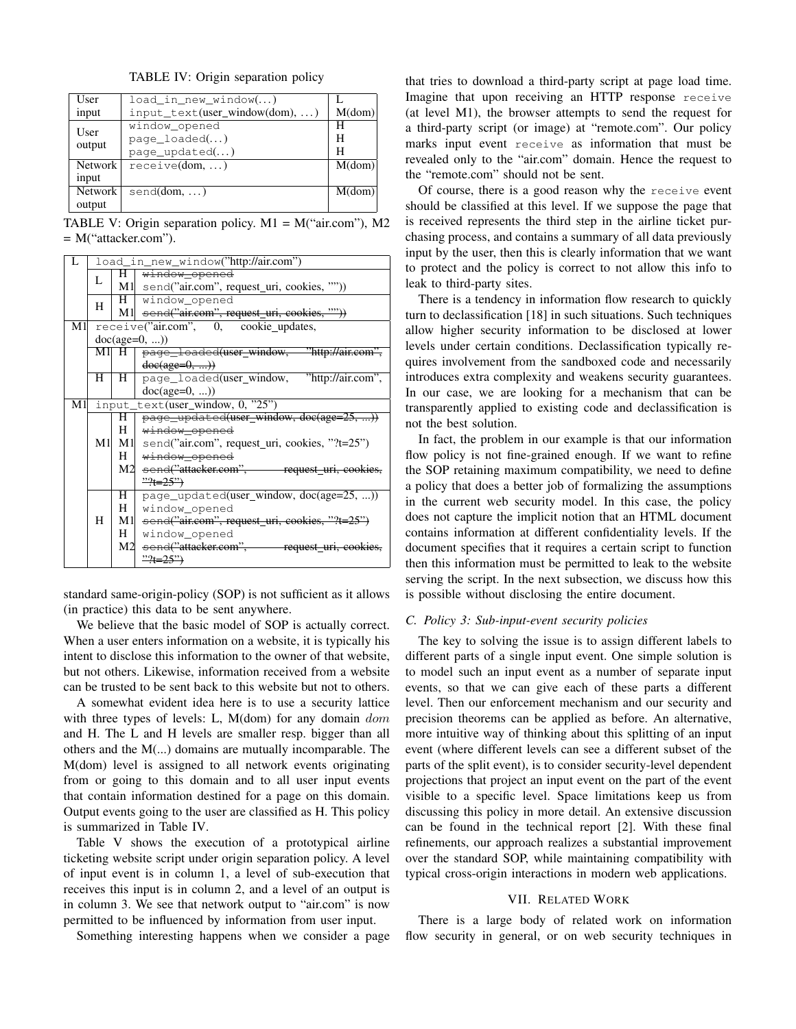TABLE IV: Origin separation policy

| | | |
|---|---|---|
| User input | load_in_new_window(...) | L |
| | input_text(user_window(dom), ...) | M(dom) |
| User output | window_opened | H |
| | page_loaded(...) | H |
| | page_updated(...) | H |
| Network input | receive(dom, ...) | M(dom) |
| Network output | send(dom, ...) | M(dom) |

TABLE V: Origin separation policy. M1 = M("air.com"), M2 = M("attacker.com").

| | | | |
|---|---|---|---|
| L | load_in_new_window("http://air.com") | | |
| | L | H | ~~window_opened~~ |
| | | M1 | send("air.com", request_uri, cookies, "")) |
| | H | H | window_opened |
| | | M1 | ~~send("air.com", request_uri, cookies, ""))~~ |
| M1 | receive("air.com", 0, cookie_updates, doc(age=0, ...)) | | |
| | M1 | H | ~~page_loaded(user_window, "http://air.com", doc(age=0, ...))~~ |
| | H | H | page_loaded(user_window, "http://air.com", doc(age=0, ...)) |
| M1 | input_text(user_window, 0, "25") | | |
| | M1 | H | ~~page_updated(user_window, doc(age=25, ...))~~ |
| | | H | ~~window_opened~~ |
| | | M1 | send("air.com", request_uri, cookies, "?t=25") |
| | | H | ~~window_opened~~ |
| | | M2 | ~~send("attacker.com", request_uri, cookies, "?t=25")~~ |
| | H | H | page_updated(user_window, doc(age=25, ...)) |
| | | H | window_opened |
| | | M1 | ~~send("air.com", request_uri, cookies, "?t=25")~~ |
| | | H | window_opened |
| | | M2 | ~~send("attacker.com", request_uri, cookies, "?t=25")~~ |

standard same-origin-policy (SOP) is not sufficient as it allows (in practice) this data to be sent anywhere.

We believe that the basic model of SOP is actually correct. When a user enters information on a website, it is typically his intent to disclose this information to the owner of that website, but not others. Likewise, information received from a website can be trusted to be sent back to this website but not to others.

A somewhat evident idea here is to use a security lattice with three types of levels: L, M(dom) for any domain *dom* and H. The L and H levels are smaller resp. bigger than all others and the M(...) domains are mutually incomparable. The M(dom) level is assigned to all network events originating from or going to this domain and to all user input events that contain information destined for a page on this domain. Output events going to the user are classified as H. This policy is summarized in Table IV.

Table V shows the execution of a prototypical airline ticketing website script under origin separation policy. A level of input event is in column 1, a level of sub-execution that receives this input is in column 2, and a level of an output is in column 3. We see that network output to "air.com" is now permitted to be influenced by information from user input.

Something interesting happens when we consider a page that tries to download a third-party script at page load time. Imagine that upon receiving an HTTP response receive (at level M1), the browser attempts to send the request for a third-party script (or image) at "remote.com". Our policy marks input event receive as information that must be revealed only to the "air.com" domain. Hence the request to the "remote.com" should not be sent.

Of course, there is a good reason why the receive event should be classified at this level. If we suppose the page that is received represents the third step in the airline ticket purchasing process, and contains a summary of all data previously input by the user, then this is clearly information that we want to protect and the policy is correct to not allow this info to leak to third-party sites.

There is a tendency in information flow research to quickly turn to declassification [18] in such situations. Such techniques allow higher security information to be disclosed at lower levels under certain conditions. Declassification typically requires involvement from the sandboxed code and necessarily introduces extra complexity and weakens security guarantees. In our case, we are looking for a mechanism that can be transparently applied to existing code and declassification is not the best solution.

In fact, the problem in our example is that our information flow policy is not fine-grained enough. If we want to refine the SOP retaining maximum compatibility, we need to define a policy that does a better job of formalizing the assumptions in the current web security model. In this case, the policy does not capture the implicit notion that an HTML document contains information at different confidentiality levels. If the document specifies that it requires a certain script to function then this information must be permitted to leak to the website serving the script. In the next subsection, we discuss how this is possible without disclosing the entire document.

### C. Policy 3: Sub-input-event security policies

The key to solving the issue is to assign different labels to different parts of a single input event. One simple solution is to model such an input event as a number of separate input events, so that we can give each of these parts a different level. Then our enforcement mechanism and our security and precision theorems can be applied as before. An alternative, more intuitive way of thinking about this splitting of an input event (where different levels can see a different subset of the parts of the split event), is to consider security-level dependent projections that project an input event on the part of the event visible to a specific level. Space limitations keep us from discussing this policy in more detail. An extensive discussion can be found in the technical report [2]. With these final refinements, our approach realizes a substantial improvement over the standard SOP, while maintaining compatibility with typical cross-origin interactions in modern web applications.

## VII. Related Work

There is a large body of related work on information flow security in general, or on web security techniques in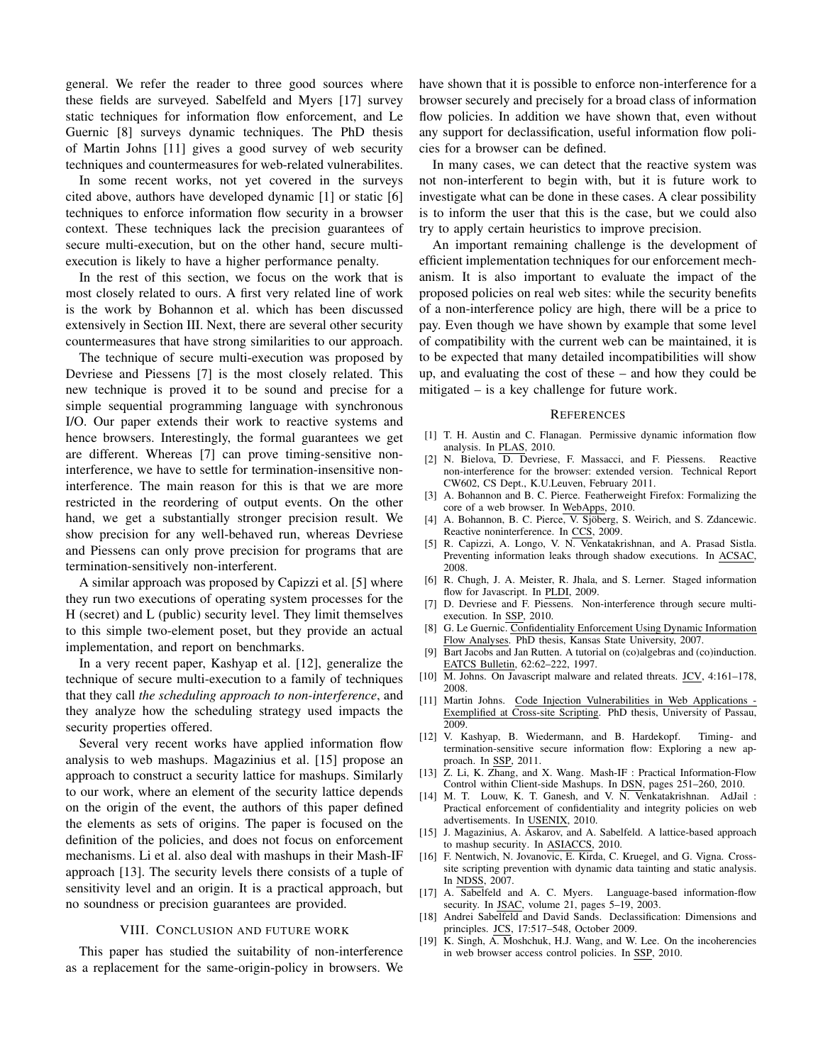general. We refer the reader to three good sources where these fields are surveyed. Sabelfeld and Myers [17] survey static techniques for information flow enforcement, and Le Guernic [8] surveys dynamic techniques. The PhD thesis of Martin Johns [11] gives a good survey of web security techniques and countermeasures for web-related vulnerabilites.

In some recent works, not yet covered in the surveys cited above, authors have developed dynamic [1] or static [6] techniques to enforce information flow security in a browser context. These techniques lack the precision guarantees of secure multi-execution, but on the other hand, secure multi-execution is likely to have a higher performance penalty.

In the rest of this section, we focus on the work that is most closely related to ours. A first very related line of work is the work by Bohannon et al. which has been discussed extensively in Section III. Next, there are several other security countermeasures that have strong similarities to our approach.

The technique of secure multi-execution was proposed by Devriese and Piessens [7] is the most closely related. This new technique is proved it to be sound and precise for a simple sequential programming language with synchronous I/O. Our paper extends their work to reactive systems and hence browsers. Interestingly, the formal guarantees we get are different. Whereas [7] can prove timing-sensitive non-interference, we have to settle for termination-insensitive non-interference. The main reason for this is that we are more restricted in the reordering of output events. On the other hand, we get a substantially stronger precision result. We show precision for any well-behaved run, whereas Devriese and Piessens can only prove precision for programs that are termination-sensitively non-interferent.

A similar approach was proposed by Capizzi et al. [5] where they run two executions of operating system processes for the H (secret) and L (public) security level. They limit themselves to this simple two-element poset, but they provide an actual implementation, and report on benchmarks.

In a very recent paper, Kashyap et al. [12], generalize the technique of secure multi-execution to a family of techniques that they call *the scheduling approach to non-interference*, and they analyze how the scheduling strategy used impacts the security properties offered.

Several very recent works have applied information flow analysis to web mashups. Magazinius et al. [15] propose an approach to construct a security lattice for mashups. Similarly to our work, where an element of the security lattice depends on the origin of the event, the authors of this paper defined the elements as sets of origins. The paper is focused on the definition of the policies, and does not focus on enforcement mechanisms. Li et al. also deal with mashups in their Mash-IF approach [13]. The security levels there consists of a tuple of sensitivity level and an origin. It is a practical approach, but no soundness or precision guarantees are provided.

## VIII. Conclusion and future work

This paper has studied the suitability of non-interference as a replacement for the same-origin-policy in browsers. We have shown that it is possible to enforce non-interference for a browser securely and precisely for a broad class of information flow policies. In addition we have shown that, even without any support for declassification, useful information flow policies for a browser can be defined.

In many cases, we can detect that the reactive system was not non-interferent to begin with, but it is future work to investigate what can be done in these cases. A clear possibility is to inform the user that this is the case, but we could also try to apply certain heuristics to improve precision.

An important remaining challenge is the development of efficient implementation techniques for our enforcement mechanism. It is also important to evaluate the impact of the proposed policies on real web sites: while the security benefits of a non-interference policy are high, there will be a price to pay. Even though we have shown by example that some level of compatibility with the current web can be maintained, it is to be expected that many detailed incompatibilities will show up, and evaluating the cost of these – and how they could be mitigated – is a key challenge for future work.

## References

[1] T. H. Austin and C. Flanagan. Permissive dynamic information flow analysis. In PLAS, 2010.

[2] N. Bielova, D. Devriese, F. Massacci, and F. Piessens. Reactive non-interference for the browser: extended version. Technical Report CW602, CS Dept., K.U.Leuven, February 2011.

[3] A. Bohannon and B. C. Pierce. Featherweight Firefox: Formalizing the core of a web browser. In WebApps, 2010.

[4] A. Bohannon, B. C. Pierce, V. Sjöberg, S. Weirich, and S. Zdancewic. Reactive noninterference. In CCS, 2009.

[5] R. Capizzi, A. Longo, V. N. Venkatakrishnan, and A. Prasad Sistla. Preventing information leaks through shadow executions. In ACSAC, 2008.

[6] R. Chugh, J. A. Meister, R. Jhala, and S. Lerner. Staged information flow for Javascript. In PLDI, 2009.

[7] D. Devriese and F. Piessens. Non-interference through secure multi-execution. In SSP, 2010.

[8] G. Le Guernic. Confidentiality Enforcement Using Dynamic Information Flow Analyses. PhD thesis, Kansas State University, 2007.

[9] Bart Jacobs and Jan Rutten. A tutorial on (co)algebras and (co)induction. EATCS Bulletin, 62:62–222, 1997.

[10] M. Johns. On Javascript malware and related threats. JCV, 4:161–178, 2008.

[11] Martin Johns. Code Injection Vulnerabilities in Web Applications - Exemplified at Cross-site Scripting. PhD thesis, University of Passau, 2009.

[12] V. Kashyap, B. Wiedermann, and B. Hardekopf. Timing- and termination-sensitive secure information flow: Exploring a new approach. In SSP, 2011.

[13] Z. Li, K. Zhang, and X. Wang. Mash-IF : Practical Information-Flow Control within Client-side Mashups. In DSN, pages 251–260, 2010.

[14] M. T. Louw, K. T. Ganesh, and V. N. Venkatakrishnan. AdJail : Practical enforcement of confidentiality and integrity policies on web advertisements. In USENIX, 2010.

[15] J. Magazinius, A. Askarov, and A. Sabelfeld. A lattice-based approach to mashup security. In ASIACCS, 2010.

[16] F. Nentwich, N. Jovanovic, E. Kirda, C. Kruegel, and G. Vigna. Cross-site scripting prevention with dynamic data tainting and static analysis. In NDSS, 2007.

[17] A. Sabelfeld and A. C. Myers. Language-based information-flow security. In JSAC, volume 21, pages 5–19, 2003.

[18] Andrei Sabelfeld and David Sands. Declassification: Dimensions and principles. JCS, 17:517–548, October 2009.

[19] K. Singh, A. Moshchuk, H.J. Wang, and W. Lee. On the incoherencies in web browser access control policies. In SSP, 2010.